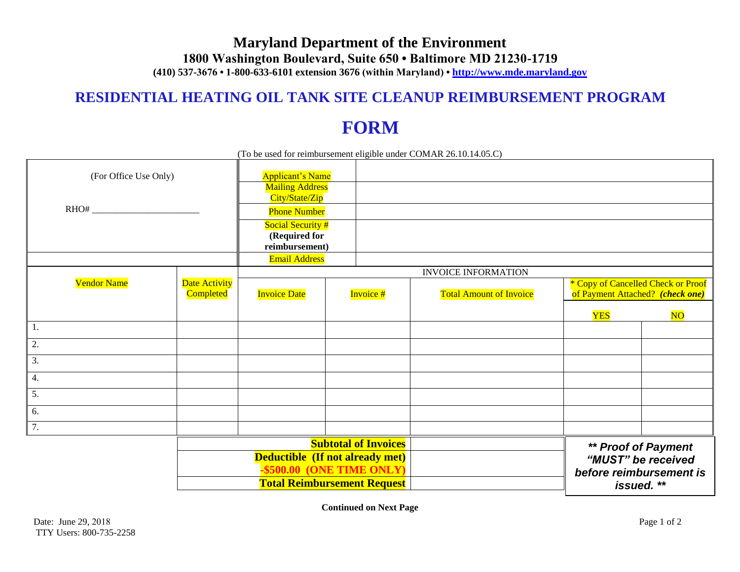# Maryland Department of the Environment

**1800 Washington Boulevard, Suite 650 • Baltimore MD 21230-1719**

**(410) 537-3676 • 1-800-633-6101 extension 3676 (within Maryland) • http://www.mde.maryland.gov**

## RESIDENTIAL HEATING OIL TANK SITE CLEANUP REIMBURSEMENT PROGRAM

## FORM

(To be used for reimbursement eligible under COMAR 26.10.14.05.C)

| (For Office Use Only) | | |
|---|---|---|
| RHO# ______________________ | Applicant's Name | |
| | Mailing Address City/State/Zip | |
| | Phone Number | |
| | Social Security # **(Required for reimbursement)** | |
| | Email Address | |

| Vendor Name | Date Activity Completed | INVOICE INFORMATION | | | | |
|---|---|---|---|---|---|---|
| | | Invoice Date | Invoice # | Total Amount of Invoice | * Copy of Cancelled Check or Proof of Payment Attached? ***(check one)*** | |
| | | | | | YES | NO |
| 1. | | | | | | |
| 2. | | | | | | |
| 3. | | | | | | |
| 4. | | | | | | |
| 5. | | | | | | |
| 6. | | | | | | |
| 7. | | | | | | |

| | |
|---|---|
| **Subtotal of Invoices** | |
| **Deductible (If not already met) -$500.00 (ONE TIME ONLY)** | |
| **Total Reimbursement Request** | |

***\*\* Proof of Payment "MUST" be received before reimbursement is issued. \*\****

**Continued on Next Page**

Date: June 29, 2018
TTY Users: 800-735-2258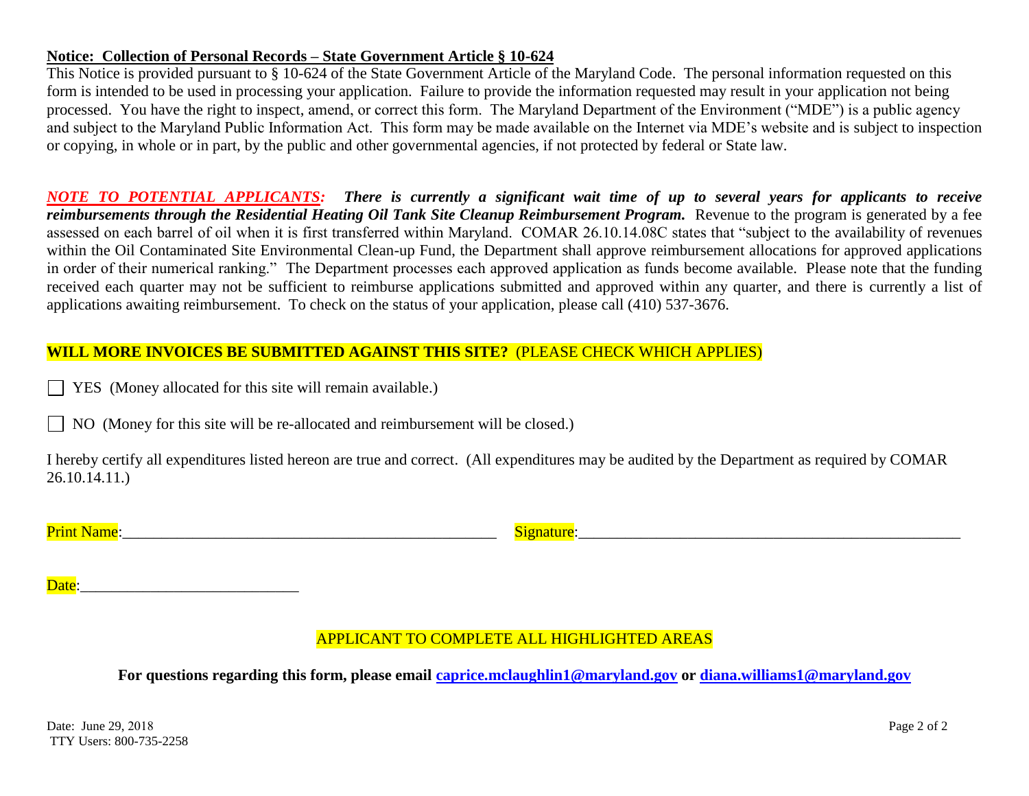**Notice: Collection of Personal Records – State Government Article § 10-624**

This Notice is provided pursuant to § 10-624 of the State Government Article of the Maryland Code. The personal information requested on this form is intended to be used in processing your application. Failure to provide the information requested may result in your application not being processed. You have the right to inspect, amend, or correct this form. The Maryland Department of the Environment ("MDE") is a public agency and subject to the Maryland Public Information Act. This form may be made available on the Internet via MDE's website and is subject to inspection or copying, in whole or in part, by the public and other governmental agencies, if not protected by federal or State law.

***NOTE TO POTENTIAL APPLICANTS:*** ***There is currently a significant wait time of up to several years for applicants to receive reimbursements through the Residential Heating Oil Tank Site Cleanup Reimbursement Program.*** Revenue to the program is generated by a fee assessed on each barrel of oil when it is first transferred within Maryland. COMAR 26.10.14.08C states that "subject to the availability of revenues within the Oil Contaminated Site Environmental Clean-up Fund, the Department shall approve reimbursement allocations for approved applications in order of their numerical ranking." The Department processes each approved application as funds become available. Please note that the funding received each quarter may not be sufficient to reimburse applications submitted and approved within any quarter, and there is currently a list of applications awaiting reimbursement. To check on the status of your application, please call (410) 537-3676.

**WILL MORE INVOICES BE SUBMITTED AGAINST THIS SITE?** (PLEASE CHECK WHICH APPLIES)

☐ YES (Money allocated for this site will remain available.)

☐ NO (Money for this site will be re-allocated and reimbursement will be closed.)

I hereby certify all expenditures listed hereon are true and correct. (All expenditures may be audited by the Department as required by COMAR 26.10.14.11.)

Print Name:_______________________________________________ Signature:_______________________________________________

Date:___________________________

APPLICANT TO COMPLETE ALL HIGHLIGHTED AREAS

**For questions regarding this form, please email caprice.mclaughlin1@maryland.gov or diana.williams1@maryland.gov**

Date: June 29, 2018
TTY Users: 800-735-2258